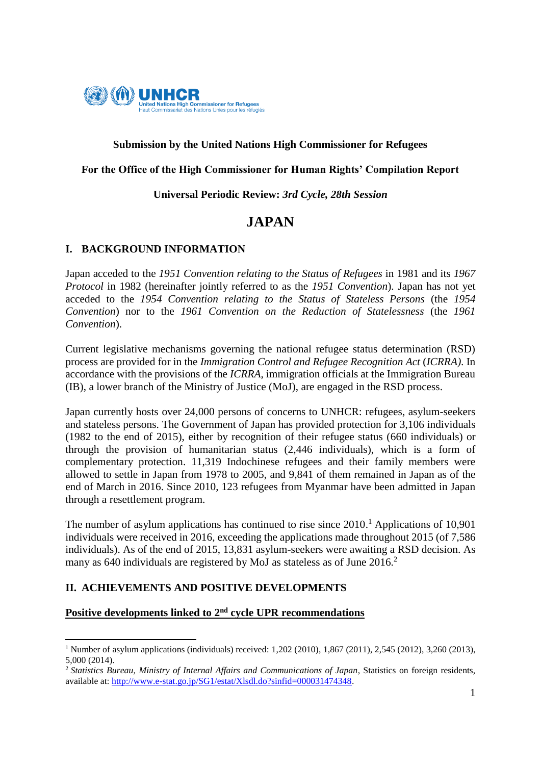**Submission by the United Nations High Commissioner for Refugees**

**For the Office of the High Commissioner for Human Rights' Compilation Report**

**Universal Periodic Review: *3rd Cycle, 28th Session***

# JAPAN

## I. BACKGROUND INFORMATION

Japan acceded to the *1951 Convention relating to the Status of Refugees* in 1981 and its *1967 Protocol* in 1982 (hereinafter jointly referred to as the *1951 Convention*). Japan has not yet acceded to the *1954 Convention relating to the Status of Stateless Persons* (the *1954 Convention*) nor to the *1961 Convention on the Reduction of Statelessness* (the *1961 Convention*).

Current legislative mechanisms governing the national refugee status determination (RSD) process are provided for in the *Immigration Control and Refugee Recognition Act* (*ICRRA)*. In accordance with the provisions of the *ICRRA*, immigration officials at the Immigration Bureau (IB), a lower branch of the Ministry of Justice (MoJ), are engaged in the RSD process.

Japan currently hosts over 24,000 persons of concerns to UNHCR: refugees, asylum-seekers and stateless persons. The Government of Japan has provided protection for 3,106 individuals (1982 to the end of 2015), either by recognition of their refugee status (660 individuals) or through the provision of humanitarian status (2,446 individuals), which is a form of complementary protection. 11,319 Indochinese refugees and their family members were allowed to settle in Japan from 1978 to 2005, and 9,841 of them remained in Japan as of the end of March in 2016. Since 2010, 123 refugees from Myanmar have been admitted in Japan through a resettlement program.

The number of asylum applications has continued to rise since 2010.[1] Applications of 10,901 individuals were received in 2016, exceeding the applications made throughout 2015 (of 7,586 individuals). As of the end of 2015, 13,831 asylum-seekers were awaiting a RSD decision. As many as 640 individuals are registered by MoJ as stateless as of June 2016.[2]

## II. ACHIEVEMENTS AND POSITIVE DEVELOPMENTS

**<u>Positive developments linked to 2nd cycle UPR recommendations</u>**

---

[1] Number of asylum applications (individuals) received: 1,202 (2010), 1,867 (2011), 2,545 (2012), 3,260 (2013), 5,000 (2014).

[2] *Statistics Bureau, Ministry of Internal Affairs and Communications of Japan*, Statistics on foreign residents, available at: http://www.e-stat.go.jp/SG1/estat/Xlsdl.do?sinfid=000031474348.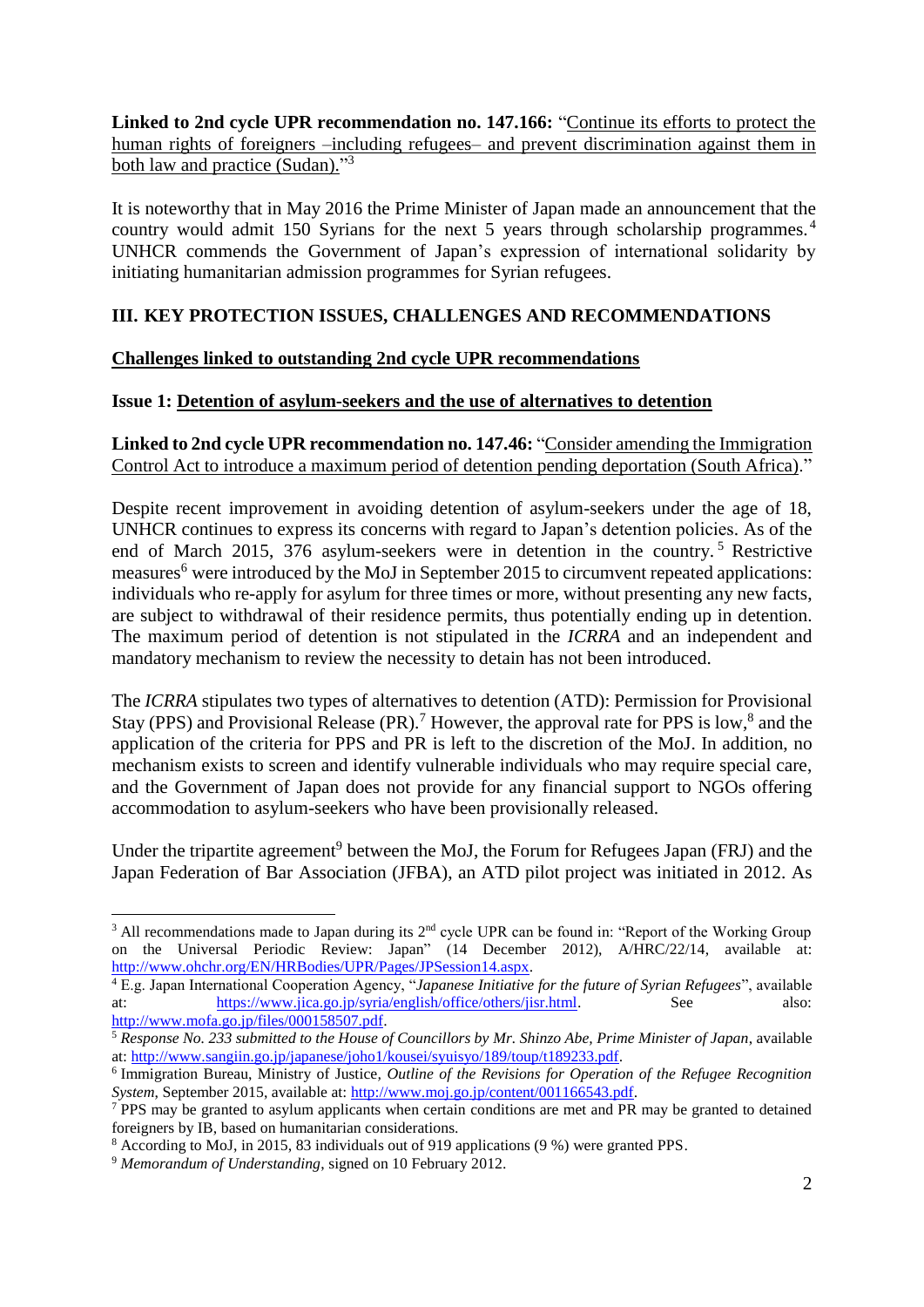**Linked to 2nd cycle UPR recommendation no. 147.166:** "Continue its efforts to protect the human rights of foreigners –including refugees– and prevent discrimination against them in both law and practice (Sudan)."[3]

It is noteworthy that in May 2016 the Prime Minister of Japan made an announcement that the country would admit 150 Syrians for the next 5 years through scholarship programmes.[4] UNHCR commends the Government of Japan's expression of international solidarity by initiating humanitarian admission programmes for Syrian refugees.

## III. KEY PROTECTION ISSUES, CHALLENGES AND RECOMMENDATIONS

### Challenges linked to outstanding 2nd cycle UPR recommendations

#### Issue 1: Detention of asylum-seekers and the use of alternatives to detention

**Linked to 2nd cycle UPR recommendation no. 147.46:** "Consider amending the Immigration Control Act to introduce a maximum period of detention pending deportation (South Africa)."

Despite recent improvement in avoiding detention of asylum-seekers under the age of 18, UNHCR continues to express its concerns with regard to Japan's detention policies. As of the end of March 2015, 376 asylum-seekers were in detention in the country.[5] Restrictive measures[6] were introduced by the MoJ in September 2015 to circumvent repeated applications: individuals who re-apply for asylum for three times or more, without presenting any new facts, are subject to withdrawal of their residence permits, thus potentially ending up in detention. The maximum period of detention is not stipulated in the *ICRRA* and an independent and mandatory mechanism to review the necessity to detain has not been introduced.

The *ICRRA* stipulates two types of alternatives to detention (ATD): Permission for Provisional Stay (PPS) and Provisional Release (PR).[7] However, the approval rate for PPS is low,[8] and the application of the criteria for PPS and PR is left to the discretion of the MoJ. In addition, no mechanism exists to screen and identify vulnerable individuals who may require special care, and the Government of Japan does not provide for any financial support to NGOs offering accommodation to asylum-seekers who have been provisionally released.

Under the tripartite agreement[9] between the MoJ, the Forum for Refugees Japan (FRJ) and the Japan Federation of Bar Association (JFBA), an ATD pilot project was initiated in 2012. As

---

[3] All recommendations made to Japan during its 2nd cycle UPR can be found in: "Report of the Working Group on the Universal Periodic Review: Japan" (14 December 2012), A/HRC/22/14, available at: http://www.ohchr.org/EN/HRBodies/UPR/Pages/JPSession14.aspx.

[4] E.g. Japan International Cooperation Agency, "*Japanese Initiative for the future of Syrian Refugees*", available at: https://www.jica.go.jp/syria/english/office/others/jisr.html. See also: http://www.mofa.go.jp/files/000158507.pdf.

[5] *Response No. 233 submitted to the House of Councillors by Mr. Shinzo Abe, Prime Minister of Japan*, available at: http://www.sangiin.go.jp/japanese/joho1/kousei/syuisyo/189/toup/t189233.pdf.

[6] Immigration Bureau, Ministry of Justice, *Outline of the Revisions for Operation of the Refugee Recognition System*, September 2015, available at: http://www.moj.go.jp/content/001166543.pdf.

[7] PPS may be granted to asylum applicants when certain conditions are met and PR may be granted to detained foreigners by IB, based on humanitarian considerations.

[8] According to MoJ, in 2015, 83 individuals out of 919 applications (9 %) were granted PPS.

[9] *Memorandum of Understanding*, signed on 10 February 2012.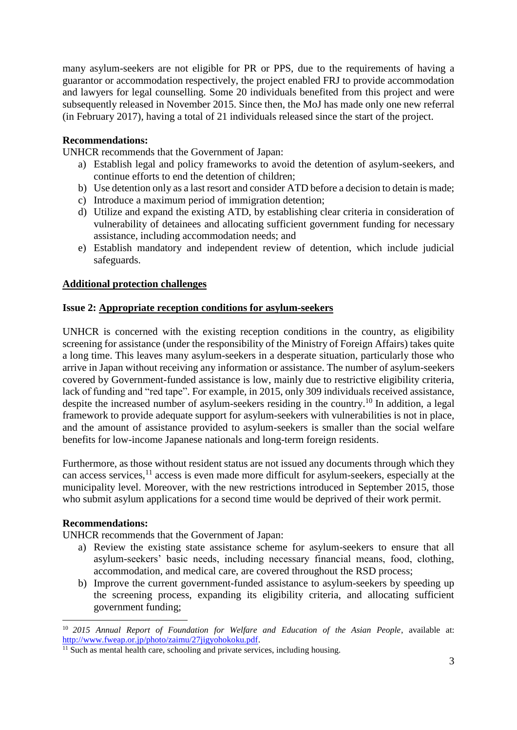many asylum-seekers are not eligible for PR or PPS, due to the requirements of having a guarantor or accommodation respectively, the project enabled FRJ to provide accommodation and lawyers for legal counselling. Some 20 individuals benefited from this project and were subsequently released in November 2015. Since then, the MoJ has made only one new referral (in February 2017), having a total of 21 individuals released since the start of the project.

**Recommendations:**

UNHCR recommends that the Government of Japan:

a) Establish legal and policy frameworks to avoid the detention of asylum-seekers, and continue efforts to end the detention of children;
b) Use detention only as a last resort and consider ATD before a decision to detain is made;
c) Introduce a maximum period of immigration detention;
d) Utilize and expand the existing ATD, by establishing clear criteria in consideration of vulnerability of detainees and allocating sufficient government funding for necessary assistance, including accommodation needs; and
e) Establish mandatory and independent review of detention, which include judicial safeguards.

## Additional protection challenges

### Issue 2: Appropriate reception conditions for asylum-seekers

UNHCR is concerned with the existing reception conditions in the country, as eligibility screening for assistance (under the responsibility of the Ministry of Foreign Affairs) takes quite a long time. This leaves many asylum-seekers in a desperate situation, particularly those who arrive in Japan without receiving any information or assistance. The number of asylum-seekers covered by Government-funded assistance is low, mainly due to restrictive eligibility criteria, lack of funding and "red tape". For example, in 2015, only 309 individuals received assistance, despite the increased number of asylum-seekers residing in the country.[10] In addition, a legal framework to provide adequate support for asylum-seekers with vulnerabilities is not in place, and the amount of assistance provided to asylum-seekers is smaller than the social welfare benefits for low-income Japanese nationals and long-term foreign residents.

Furthermore, as those without resident status are not issued any documents through which they can access services,[11] access is even made more difficult for asylum-seekers, especially at the municipality level. Moreover, with the new restrictions introduced in September 2015, those who submit asylum applications for a second time would be deprived of their work permit.

**Recommendations:**

UNHCR recommends that the Government of Japan:

a) Review the existing state assistance scheme for asylum-seekers to ensure that all asylum-seekers' basic needs, including necessary financial means, food, clothing, accommodation, and medical care, are covered throughout the RSD process;
b) Improve the current government-funded assistance to asylum-seekers by speeding up the screening process, expanding its eligibility criteria, and allocating sufficient government funding;

---

[10] *2015 Annual Report of Foundation for Welfare and Education of the Asian People*, available at: http://www.fweap.or.jp/photo/zaimu/27jigyohokoku.pdf.

[11] Such as mental health care, schooling and private services, including housing.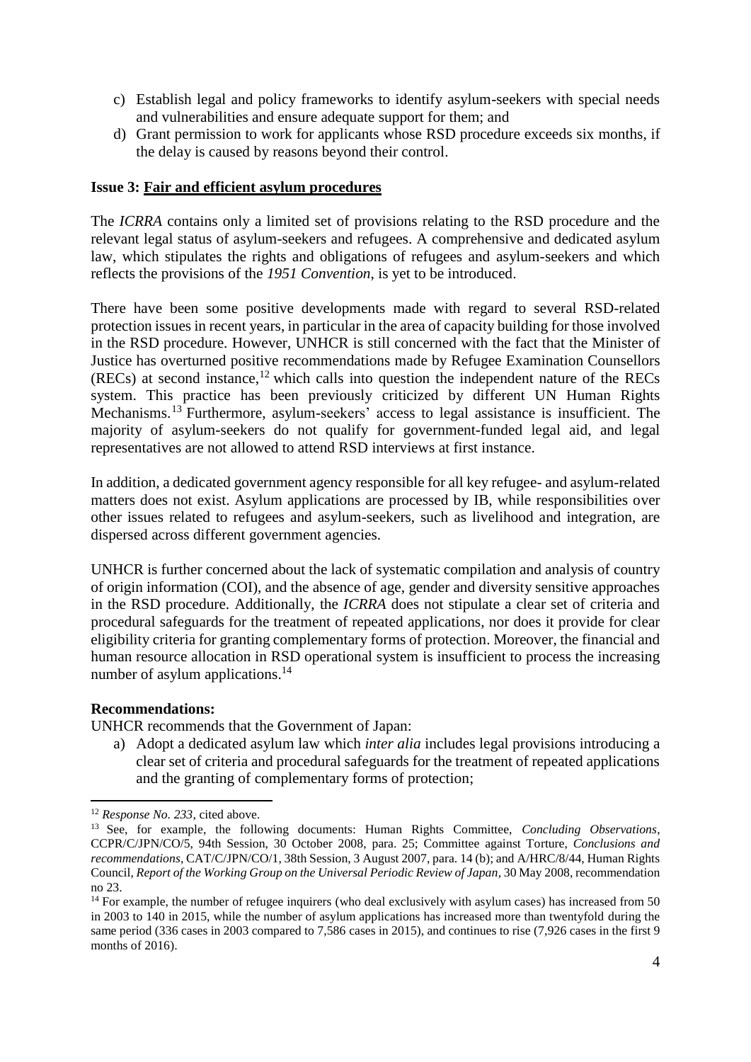c) Establish legal and policy frameworks to identify asylum-seekers with special needs and vulnerabilities and ensure adequate support for them; and
d) Grant permission to work for applicants whose RSD procedure exceeds six months, if the delay is caused by reasons beyond their control.

**Issue 3: <u>Fair and efficient asylum procedures</u>**

The *ICRRA* contains only a limited set of provisions relating to the RSD procedure and the relevant legal status of asylum-seekers and refugees. A comprehensive and dedicated asylum law, which stipulates the rights and obligations of refugees and asylum-seekers and which reflects the provisions of the *1951 Convention*, is yet to be introduced.

There have been some positive developments made with regard to several RSD-related protection issues in recent years, in particular in the area of capacity building for those involved in the RSD procedure. However, UNHCR is still concerned with the fact that the Minister of Justice has overturned positive recommendations made by Refugee Examination Counsellors (RECs) at second instance,[12] which calls into question the independent nature of the RECs system. This practice has been previously criticized by different UN Human Rights Mechanisms.[13] Furthermore, asylum-seekers' access to legal assistance is insufficient. The majority of asylum-seekers do not qualify for government-funded legal aid, and legal representatives are not allowed to attend RSD interviews at first instance.

In addition, a dedicated government agency responsible for all key refugee- and asylum-related matters does not exist. Asylum applications are processed by IB, while responsibilities over other issues related to refugees and asylum-seekers, such as livelihood and integration, are dispersed across different government agencies.

UNHCR is further concerned about the lack of systematic compilation and analysis of country of origin information (COI), and the absence of age, gender and diversity sensitive approaches in the RSD procedure. Additionally, the *ICRRA* does not stipulate a clear set of criteria and procedural safeguards for the treatment of repeated applications, nor does it provide for clear eligibility criteria for granting complementary forms of protection. Moreover, the financial and human resource allocation in RSD operational system is insufficient to process the increasing number of asylum applications.[14]

**Recommendations:**

UNHCR recommends that the Government of Japan:

a) Adopt a dedicated asylum law which *inter alia* includes legal provisions introducing a clear set of criteria and procedural safeguards for the treatment of repeated applications and the granting of complementary forms of protection;

---

[12] *Response No. 233*, cited above.

[13] See, for example, the following documents: Human Rights Committee, *Concluding Observations*, CCPR/C/JPN/CO/5, 94th Session, 30 October 2008, para. 25; Committee against Torture, *Conclusions and recommendations*, CAT/C/JPN/CO/1, 38th Session, 3 August 2007, para. 14 (b); and A/HRC/8/44, Human Rights Council, *Report of the Working Group on the Universal Periodic Review of Japan*, 30 May 2008, recommendation no 23.

[14] For example, the number of refugee inquirers (who deal exclusively with asylum cases) has increased from 50 in 2003 to 140 in 2015, while the number of asylum applications has increased more than twentyfold during the same period (336 cases in 2003 compared to 7,586 cases in 2015), and continues to rise (7,926 cases in the first 9 months of 2016).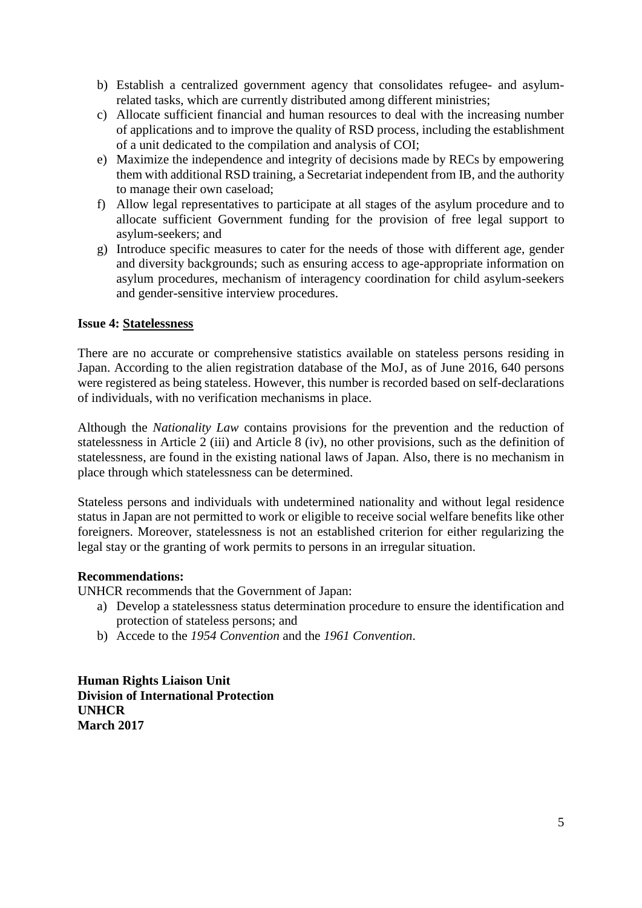b) Establish a centralized government agency that consolidates refugee- and asylum-related tasks, which are currently distributed among different ministries;
c) Allocate sufficient financial and human resources to deal with the increasing number of applications and to improve the quality of RSD process, including the establishment of a unit dedicated to the compilation and analysis of COI;
e) Maximize the independence and integrity of decisions made by RECs by empowering them with additional RSD training, a Secretariat independent from IB, and the authority to manage their own caseload;
f) Allow legal representatives to participate at all stages of the asylum procedure and to allocate sufficient Government funding for the provision of free legal support to asylum-seekers; and
g) Introduce specific measures to cater for the needs of those with different age, gender and diversity backgrounds; such as ensuring access to age-appropriate information on asylum procedures, mechanism of interagency coordination for child asylum-seekers and gender-sensitive interview procedures.

**Issue 4: Statelessness**

There are no accurate or comprehensive statistics available on stateless persons residing in Japan. According to the alien registration database of the MoJ, as of June 2016, 640 persons were registered as being stateless. However, this number is recorded based on self-declarations of individuals, with no verification mechanisms in place.

Although the *Nationality Law* contains provisions for the prevention and the reduction of statelessness in Article 2 (iii) and Article 8 (iv), no other provisions, such as the definition of statelessness, are found in the existing national laws of Japan. Also, there is no mechanism in place through which statelessness can be determined.

Stateless persons and individuals with undetermined nationality and without legal residence status in Japan are not permitted to work or eligible to receive social welfare benefits like other foreigners. Moreover, statelessness is not an established criterion for either regularizing the legal stay or the granting of work permits to persons in an irregular situation.

**Recommendations:**
UNHCR recommends that the Government of Japan:

a) Develop a statelessness status determination procedure to ensure the identification and protection of stateless persons; and
b) Accede to the *1954 Convention* and the *1961 Convention*.

**Human Rights Liaison Unit**
**Division of International Protection**
**UNHCR**
**March 2017**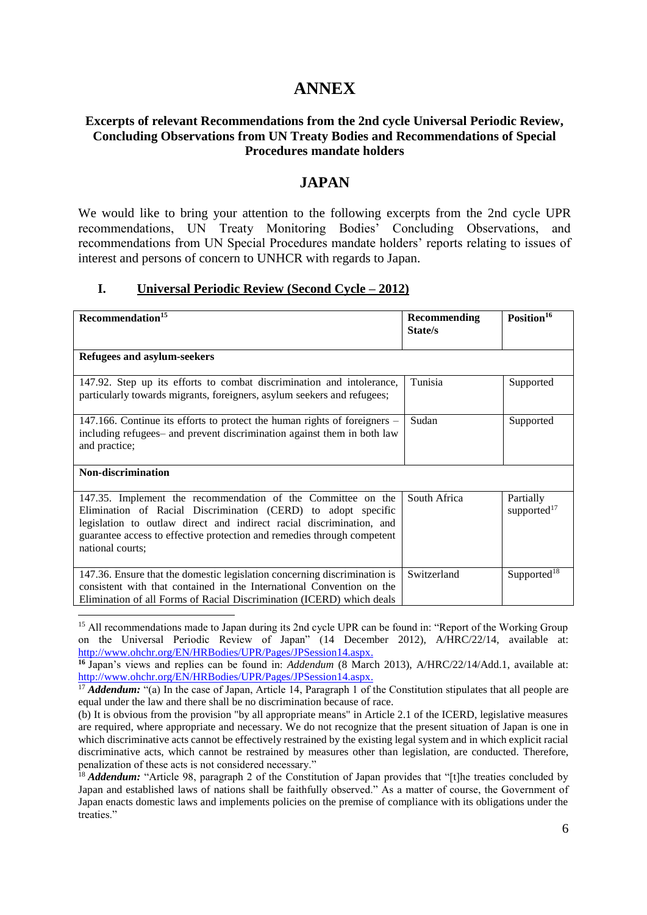# ANNEX

### Excerpts of relevant Recommendations from the 2nd cycle Universal Periodic Review, Concluding Observations from UN Treaty Bodies and Recommendations of Special Procedures mandate holders

# JAPAN

We would like to bring your attention to the following excerpts from the 2nd cycle UPR recommendations, UN Treaty Monitoring Bodies' Concluding Observations, and recommendations from UN Special Procedures mandate holders' reports relating to issues of interest and persons of concern to UNHCR with regards to Japan.

## I. Universal Periodic Review (Second Cycle – 2012)

| Recommendation[15] | Recommending State/s | Position[16] |
|---|---|---|
| **Refugees and asylum-seekers** | | |
| 147.92. Step up its efforts to combat discrimination and intolerance, particularly towards migrants, foreigners, asylum seekers and refugees; | Tunisia | Supported |
| 147.166. Continue its efforts to protect the human rights of foreigners – including refugees– and prevent discrimination against them in both law and practice; | Sudan | Supported |
| **Non-discrimination** | | |
| 147.35. Implement the recommendation of the Committee on the Elimination of Racial Discrimination (CERD) to adopt specific legislation to outlaw direct and indirect racial discrimination, and guarantee access to effective protection and remedies through competent national courts; | South Africa | Partially supported[17] |
| 147.36. Ensure that the domestic legislation concerning discrimination is consistent with that contained in the International Convention on the Elimination of all Forms of Racial Discrimination (ICERD) which deals | Switzerland | Supported[18] |

[15] All recommendations made to Japan during its 2nd cycle UPR can be found in: "Report of the Working Group on the Universal Periodic Review of Japan" (14 December 2012), A/HRC/22/14, available at: http://www.ohchr.org/EN/HRBodies/UPR/Pages/JPSession14.aspx.

[16] Japan's views and replies can be found in: *Addendum* (8 March 2013), A/HRC/22/14/Add.1, available at: http://www.ohchr.org/EN/HRBodies/UPR/Pages/JPSession14.aspx.

[17] ***Addendum:*** "(a) In the case of Japan, Article 14, Paragraph 1 of the Constitution stipulates that all people are equal under the law and there shall be no discrimination because of race.

(b) It is obvious from the provision "by all appropriate means" in Article 2.1 of the ICERD, legislative measures are required, where appropriate and necessary. We do not recognize that the present situation of Japan is one in which discriminative acts cannot be effectively restrained by the existing legal system and in which explicit racial discriminative acts, which cannot be restrained by measures other than legislation, are conducted. Therefore, penalization of these acts is not considered necessary."

[18] ***Addendum:*** "Article 98, paragraph 2 of the Constitution of Japan provides that "[t]he treaties concluded by Japan and established laws of nations shall be faithfully observed." As a matter of course, the Government of Japan enacts domestic laws and implements policies on the premise of compliance with its obligations under the treaties."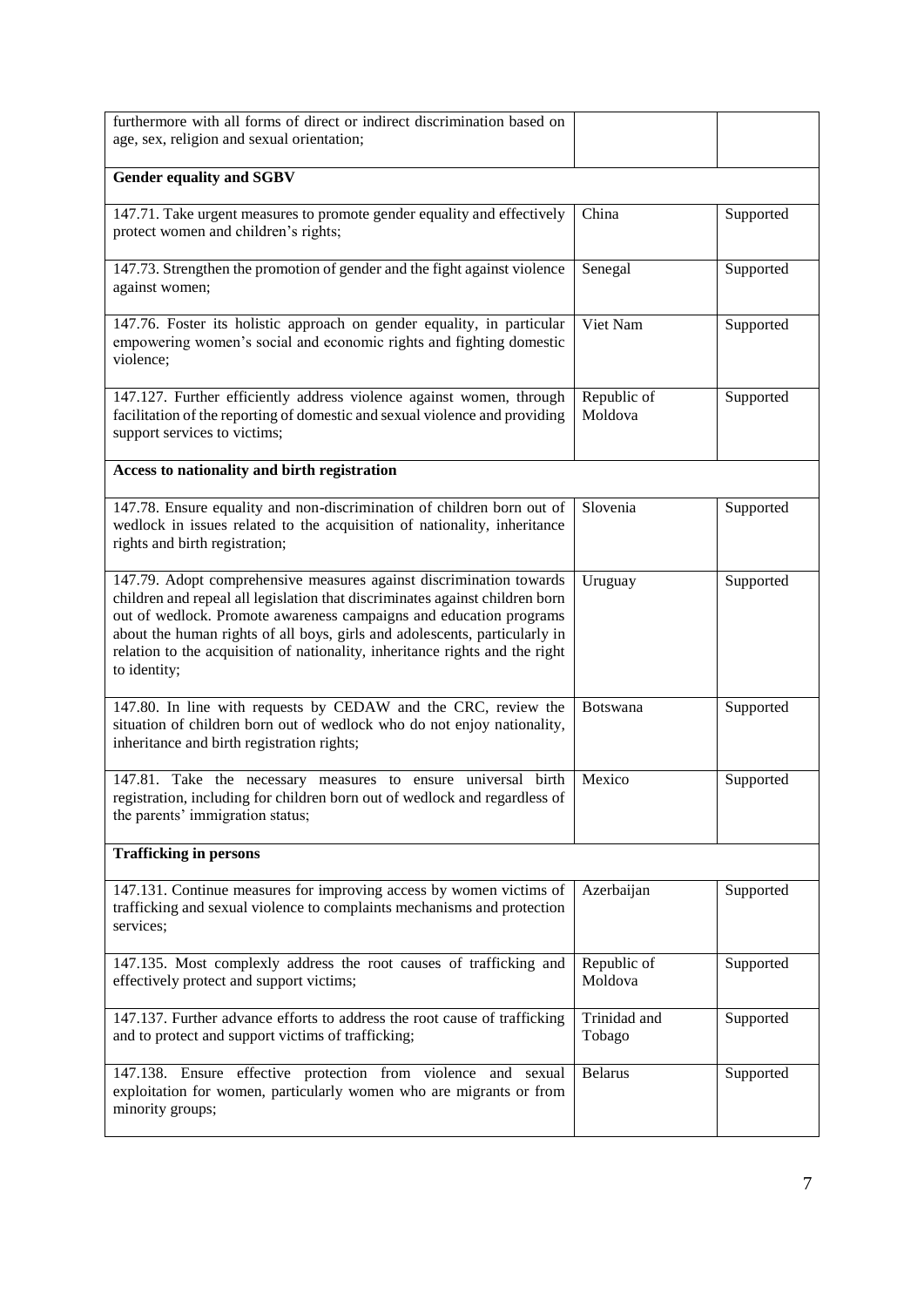| | | |
|---|---|---|
| furthermore with all forms of direct or indirect discrimination based on age, sex, religion and sexual orientation; | | |
| **Gender equality and SGBV** | | |
| 147.71. Take urgent measures to promote gender equality and effectively protect women and children's rights; | China | Supported |
| 147.73. Strengthen the promotion of gender and the fight against violence against women; | Senegal | Supported |
| 147.76. Foster its holistic approach on gender equality, in particular empowering women's social and economic rights and fighting domestic violence; | Viet Nam | Supported |
| 147.127. Further efficiently address violence against women, through facilitation of the reporting of domestic and sexual violence and providing support services to victims; | Republic of Moldova | Supported |
| **Access to nationality and birth registration** | | |
| 147.78. Ensure equality and non-discrimination of children born out of wedlock in issues related to the acquisition of nationality, inheritance rights and birth registration; | Slovenia | Supported |
| 147.79. Adopt comprehensive measures against discrimination towards children and repeal all legislation that discriminates against children born out of wedlock. Promote awareness campaigns and education programs about the human rights of all boys, girls and adolescents, particularly in relation to the acquisition of nationality, inheritance rights and the right to identity; | Uruguay | Supported |
| 147.80. In line with requests by CEDAW and the CRC, review the situation of children born out of wedlock who do not enjoy nationality, inheritance and birth registration rights; | Botswana | Supported |
| 147.81. Take the necessary measures to ensure universal birth registration, including for children born out of wedlock and regardless of the parents' immigration status; | Mexico | Supported |
| **Trafficking in persons** | | |
| 147.131. Continue measures for improving access by women victims of trafficking and sexual violence to complaints mechanisms and protection services; | Azerbaijan | Supported |
| 147.135. Most complexly address the root causes of trafficking and effectively protect and support victims; | Republic of Moldova | Supported |
| 147.137. Further advance efforts to address the root cause of trafficking and to protect and support victims of trafficking; | Trinidad and Tobago | Supported |
| 147.138. Ensure effective protection from violence and sexual exploitation for women, particularly women who are migrants or from minority groups; | Belarus | Supported |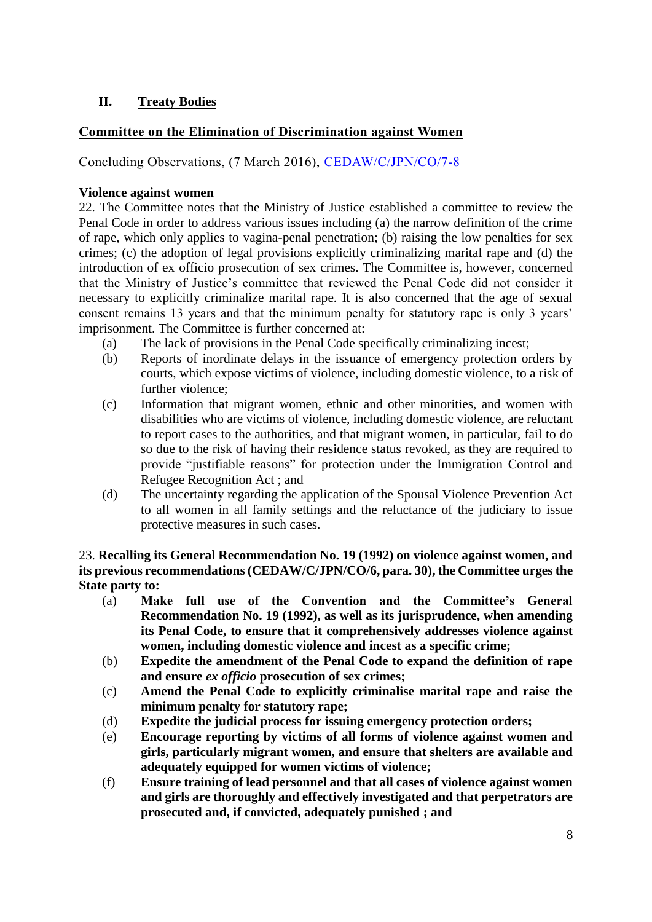## II. Treaty Bodies

### Committee on the Elimination of Discrimination against Women

Concluding Observations, (7 March 2016), CEDAW/C/JPN/CO/7-8

**Violence against women**

22. The Committee notes that the Ministry of Justice established a committee to review the Penal Code in order to address various issues including (a) the narrow definition of the crime of rape, which only applies to vagina-penal penetration; (b) raising the low penalties for sex crimes; (c) the adoption of legal provisions explicitly criminalizing marital rape and (d) the introduction of ex officio prosecution of sex crimes. The Committee is, however, concerned that the Ministry of Justice's committee that reviewed the Penal Code did not consider it necessary to explicitly criminalize marital rape. It is also concerned that the age of sexual consent remains 13 years and that the minimum penalty for statutory rape is only 3 years' imprisonment. The Committee is further concerned at:

- (a) The lack of provisions in the Penal Code specifically criminalizing incest;
- (b) Reports of inordinate delays in the issuance of emergency protection orders by courts, which expose victims of violence, including domestic violence, to a risk of further violence;
- (c) Information that migrant women, ethnic and other minorities, and women with disabilities who are victims of violence, including domestic violence, are reluctant to report cases to the authorities, and that migrant women, in particular, fail to do so due to the risk of having their residence status revoked, as they are required to provide "justifiable reasons" for protection under the Immigration Control and Refugee Recognition Act ; and
- (d) The uncertainty regarding the application of the Spousal Violence Prevention Act to all women in all family settings and the reluctance of the judiciary to issue protective measures in such cases.

23. **Recalling its General Recommendation No. 19 (1992) on violence against women, and its previous recommendations (CEDAW/C/JPN/CO/6, para. 30), the Committee urges the State party to:**

- (a) **Make full use of the Convention and the Committee's General Recommendation No. 19 (1992), as well as its jurisprudence, when amending its Penal Code, to ensure that it comprehensively addresses violence against women, including domestic violence and incest as a specific crime;**
- (b) **Expedite the amendment of the Penal Code to expand the definition of rape and ensure *ex officio* prosecution of sex crimes;**
- (c) **Amend the Penal Code to explicitly criminalise marital rape and raise the minimum penalty for statutory rape;**
- (d) **Expedite the judicial process for issuing emergency protection orders;**
- (e) **Encourage reporting by victims of all forms of violence against women and girls, particularly migrant women, and ensure that shelters are available and adequately equipped for women victims of violence;**
- (f) **Ensure training of lead personnel and that all cases of violence against women and girls are thoroughly and effectively investigated and that perpetrators are prosecuted and, if convicted, adequately punished ; and**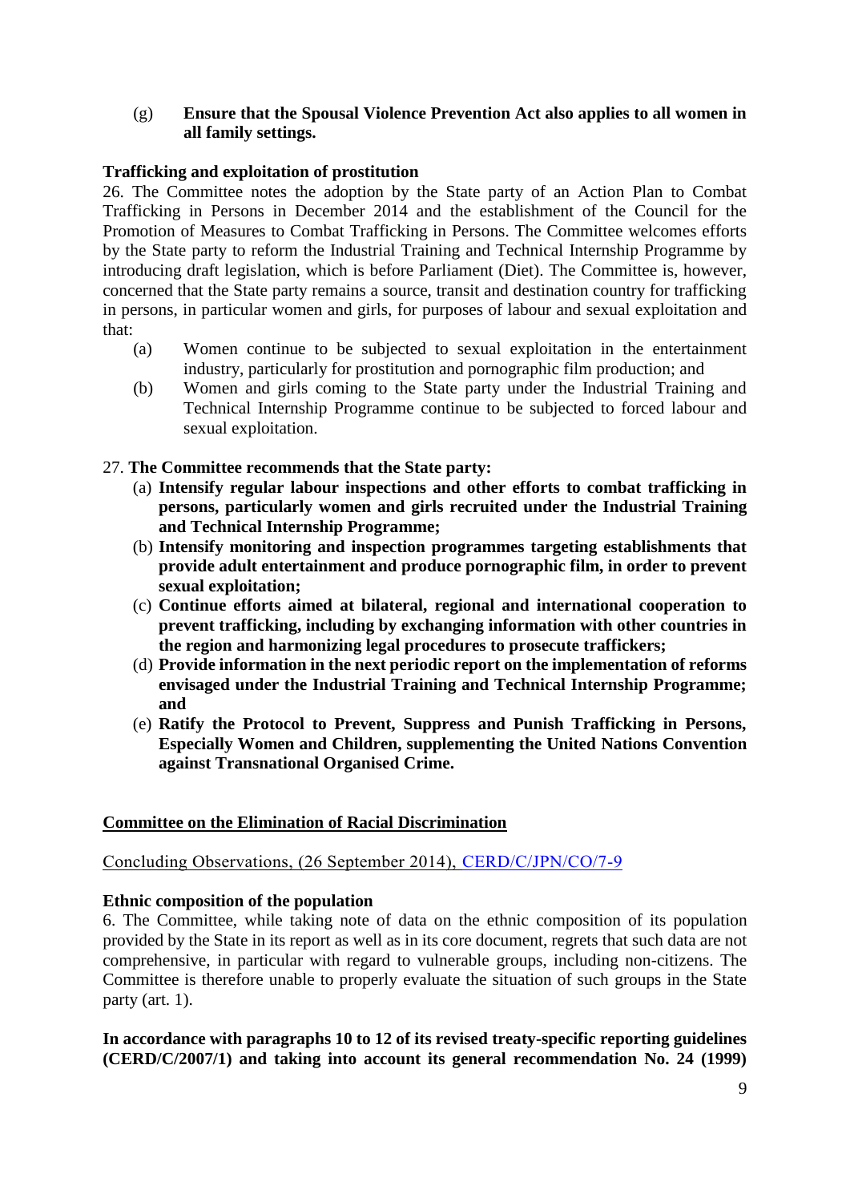(g) **Ensure that the Spousal Violence Prevention Act also applies to all women in all family settings.**

**Trafficking and exploitation of prostitution**

26. The Committee notes the adoption by the State party of an Action Plan to Combat Trafficking in Persons in December 2014 and the establishment of the Council for the Promotion of Measures to Combat Trafficking in Persons. The Committee welcomes efforts by the State party to reform the Industrial Training and Technical Internship Programme by introducing draft legislation, which is before Parliament (Diet). The Committee is, however, concerned that the State party remains a source, transit and destination country for trafficking in persons, in particular women and girls, for purposes of labour and sexual exploitation and that:

(a) Women continue to be subjected to sexual exploitation in the entertainment industry, particularly for prostitution and pornographic film production; and

(b) Women and girls coming to the State party under the Industrial Training and Technical Internship Programme continue to be subjected to forced labour and sexual exploitation.

27. **The Committee recommends that the State party:**

(a) **Intensify regular labour inspections and other efforts to combat trafficking in persons, particularly women and girls recruited under the Industrial Training and Technical Internship Programme;**

(b) **Intensify monitoring and inspection programmes targeting establishments that provide adult entertainment and produce pornographic film, in order to prevent sexual exploitation;**

(c) **Continue efforts aimed at bilateral, regional and international cooperation to prevent trafficking, including by exchanging information with other countries in the region and harmonizing legal procedures to prosecute traffickers;**

(d) **Provide information in the next periodic report on the implementation of reforms envisaged under the Industrial Training and Technical Internship Programme; and**

(e) **Ratify the Protocol to Prevent, Suppress and Punish Trafficking in Persons, Especially Women and Children, supplementing the United Nations Convention against Transnational Organised Crime.**

## Committee on the Elimination of Racial Discrimination

Concluding Observations, (26 September 2014), CERD/C/JPN/CO/7-9

**Ethnic composition of the population**

6. The Committee, while taking note of data on the ethnic composition of its population provided by the State in its report as well as in its core document, regrets that such data are not comprehensive, in particular with regard to vulnerable groups, including non-citizens. The Committee is therefore unable to properly evaluate the situation of such groups in the State party (art. 1).

**In accordance with paragraphs 10 to 12 of its revised treaty-specific reporting guidelines (CERD/C/2007/1) and taking into account its general recommendation No. 24 (1999)**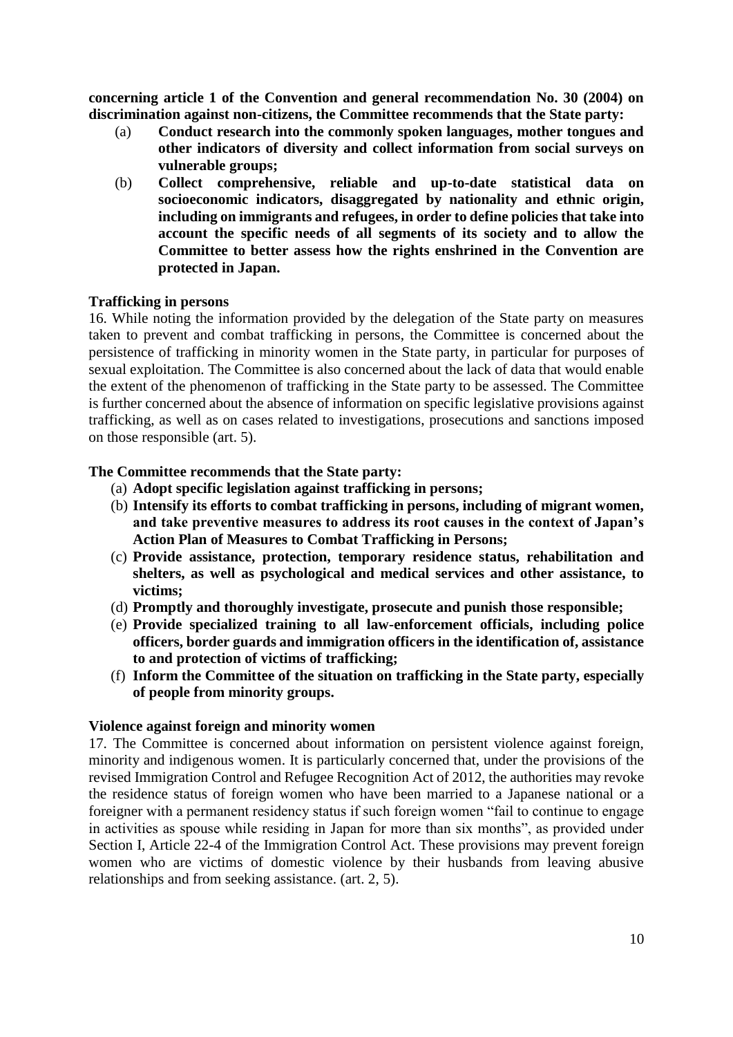**concerning article 1 of the Convention and general recommendation No. 30 (2004) on discrimination against non-citizens, the Committee recommends that the State party:**

(a) **Conduct research into the commonly spoken languages, mother tongues and other indicators of diversity and collect information from social surveys on vulnerable groups;**

(b) **Collect comprehensive, reliable and up-to-date statistical data on socioeconomic indicators, disaggregated by nationality and ethnic origin, including on immigrants and refugees, in order to define policies that take into account the specific needs of all segments of its society and to allow the Committee to better assess how the rights enshrined in the Convention are protected in Japan.**

**Trafficking in persons**

16. While noting the information provided by the delegation of the State party on measures taken to prevent and combat trafficking in persons, the Committee is concerned about the persistence of trafficking in minority women in the State party, in particular for purposes of sexual exploitation. The Committee is also concerned about the lack of data that would enable the extent of the phenomenon of trafficking in the State party to be assessed. The Committee is further concerned about the absence of information on specific legislative provisions against trafficking, as well as on cases related to investigations, prosecutions and sanctions imposed on those responsible (art. 5).

**The Committee recommends that the State party:**

(a) **Adopt specific legislation against trafficking in persons;**

(b) **Intensify its efforts to combat trafficking in persons, including of migrant women, and take preventive measures to address its root causes in the context of Japan's Action Plan of Measures to Combat Trafficking in Persons;**

(c) **Provide assistance, protection, temporary residence status, rehabilitation and shelters, as well as psychological and medical services and other assistance, to victims;**

(d) **Promptly and thoroughly investigate, prosecute and punish those responsible;**

(e) **Provide specialized training to all law-enforcement officials, including police officers, border guards and immigration officers in the identification of, assistance to and protection of victims of trafficking;**

(f) **Inform the Committee of the situation on trafficking in the State party, especially of people from minority groups.**

**Violence against foreign and minority women**

17. The Committee is concerned about information on persistent violence against foreign, minority and indigenous women. It is particularly concerned that, under the provisions of the revised Immigration Control and Refugee Recognition Act of 2012, the authorities may revoke the residence status of foreign women who have been married to a Japanese national or a foreigner with a permanent residency status if such foreign women "fail to continue to engage in activities as spouse while residing in Japan for more than six months", as provided under Section I, Article 22-4 of the Immigration Control Act. These provisions may prevent foreign women who are victims of domestic violence by their husbands from leaving abusive relationships and from seeking assistance. (art. 2, 5).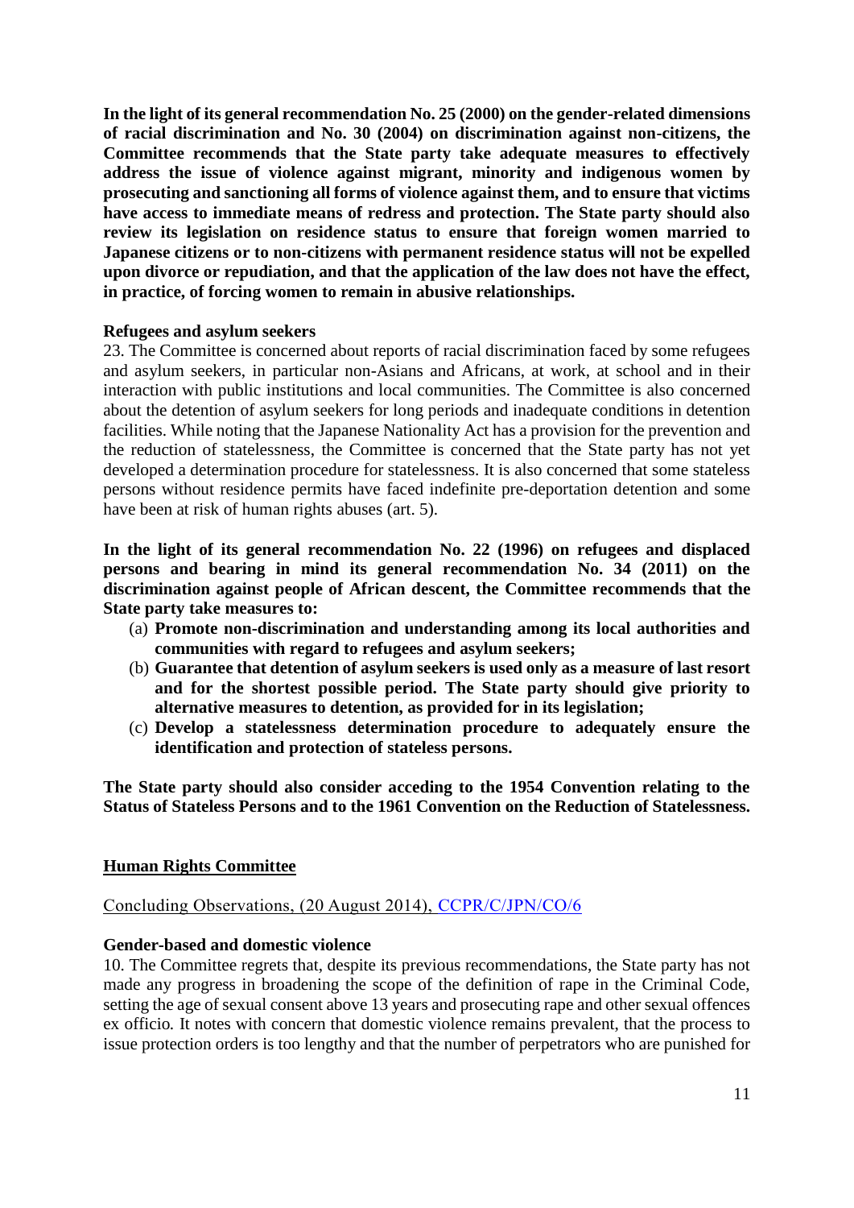**In the light of its general recommendation No. 25 (2000) on the gender-related dimensions of racial discrimination and No. 30 (2004) on discrimination against non-citizens, the Committee recommends that the State party take adequate measures to effectively address the issue of violence against migrant, minority and indigenous women by prosecuting and sanctioning all forms of violence against them, and to ensure that victims have access to immediate means of redress and protection. The State party should also review its legislation on residence status to ensure that foreign women married to Japanese citizens or to non-citizens with permanent residence status will not be expelled upon divorce or repudiation, and that the application of the law does not have the effect, in practice, of forcing women to remain in abusive relationships.**

**Refugees and asylum seekers**

23. The Committee is concerned about reports of racial discrimination faced by some refugees and asylum seekers, in particular non-Asians and Africans, at work, at school and in their interaction with public institutions and local communities. The Committee is also concerned about the detention of asylum seekers for long periods and inadequate conditions in detention facilities. While noting that the Japanese Nationality Act has a provision for the prevention and the reduction of statelessness, the Committee is concerned that the State party has not yet developed a determination procedure for statelessness. It is also concerned that some stateless persons without residence permits have faced indefinite pre-deportation detention and some have been at risk of human rights abuses (art. 5).

**In the light of its general recommendation No. 22 (1996) on refugees and displaced persons and bearing in mind its general recommendation No. 34 (2011) on the discrimination against people of African descent, the Committee recommends that the State party take measures to:**

(a) **Promote non-discrimination and understanding among its local authorities and communities with regard to refugees and asylum seekers;**
(b) **Guarantee that detention of asylum seekers is used only as a measure of last resort and for the shortest possible period. The State party should give priority to alternative measures to detention, as provided for in its legislation;**
(c) **Develop a statelessness determination procedure to adequately ensure the identification and protection of stateless persons.**

**The State party should also consider acceding to the 1954 Convention relating to the Status of Stateless Persons and to the 1961 Convention on the Reduction of Statelessness.**

## Human Rights Committee

Concluding Observations, (20 August 2014), CCPR/C/JPN/CO/6

**Gender-based and domestic violence**

10. The Committee regrets that, despite its previous recommendations, the State party has not made any progress in broadening the scope of the definition of rape in the Criminal Code, setting the age of sexual consent above 13 years and prosecuting rape and other sexual offences ex officio. It notes with concern that domestic violence remains prevalent, that the process to issue protection orders is too lengthy and that the number of perpetrators who are punished for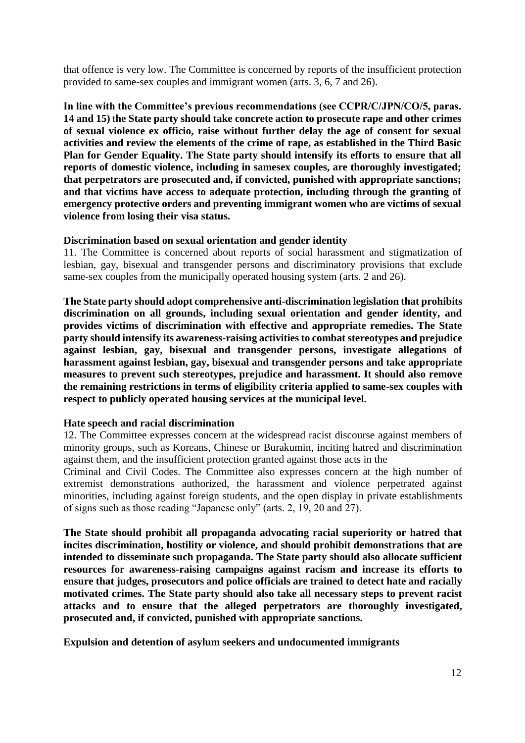that offence is very low. The Committee is concerned by reports of the insufficient protection provided to same-sex couples and immigrant women (arts. 3, 6, 7 and 26).

**In line with the Committee's previous recommendations (see CCPR/C/JPN/CO/5, paras. 14 and 15) the State party should take concrete action to prosecute rape and other crimes of sexual violence ex officio, raise without further delay the age of consent for sexual activities and review the elements of the crime of rape, as established in the Third Basic Plan for Gender Equality. The State party should intensify its efforts to ensure that all reports of domestic violence, including in samesex couples, are thoroughly investigated; that perpetrators are prosecuted and, if convicted, punished with appropriate sanctions; and that victims have access to adequate protection, including through the granting of emergency protective orders and preventing immigrant women who are victims of sexual violence from losing their visa status.**

**Discrimination based on sexual orientation and gender identity**

11. The Committee is concerned about reports of social harassment and stigmatization of lesbian, gay, bisexual and transgender persons and discriminatory provisions that exclude same-sex couples from the municipally operated housing system (arts. 2 and 26).

**The State party should adopt comprehensive anti-discrimination legislation that prohibits discrimination on all grounds, including sexual orientation and gender identity, and provides victims of discrimination with effective and appropriate remedies. The State party should intensify its awareness-raising activities to combat stereotypes and prejudice against lesbian, gay, bisexual and transgender persons, investigate allegations of harassment against lesbian, gay, bisexual and transgender persons and take appropriate measures to prevent such stereotypes, prejudice and harassment. It should also remove the remaining restrictions in terms of eligibility criteria applied to same-sex couples with respect to publicly operated housing services at the municipal level.**

**Hate speech and racial discrimination**

12. The Committee expresses concern at the widespread racist discourse against members of minority groups, such as Koreans, Chinese or Burakumin, inciting hatred and discrimination against them, and the insufficient protection granted against those acts in the Criminal and Civil Codes. The Committee also expresses concern at the high number of extremist demonstrations authorized, the harassment and violence perpetrated against minorities, including against foreign students, and the open display in private establishments of signs such as those reading "Japanese only" (arts. 2, 19, 20 and 27).

**The State should prohibit all propaganda advocating racial superiority or hatred that incites discrimination, hostility or violence, and should prohibit demonstrations that are intended to disseminate such propaganda. The State party should also allocate sufficient resources for awareness-raising campaigns against racism and increase its efforts to ensure that judges, prosecutors and police officials are trained to detect hate and racially motivated crimes. The State party should also take all necessary steps to prevent racist attacks and to ensure that the alleged perpetrators are thoroughly investigated, prosecuted and, if convicted, punished with appropriate sanctions.**

**Expulsion and detention of asylum seekers and undocumented immigrants**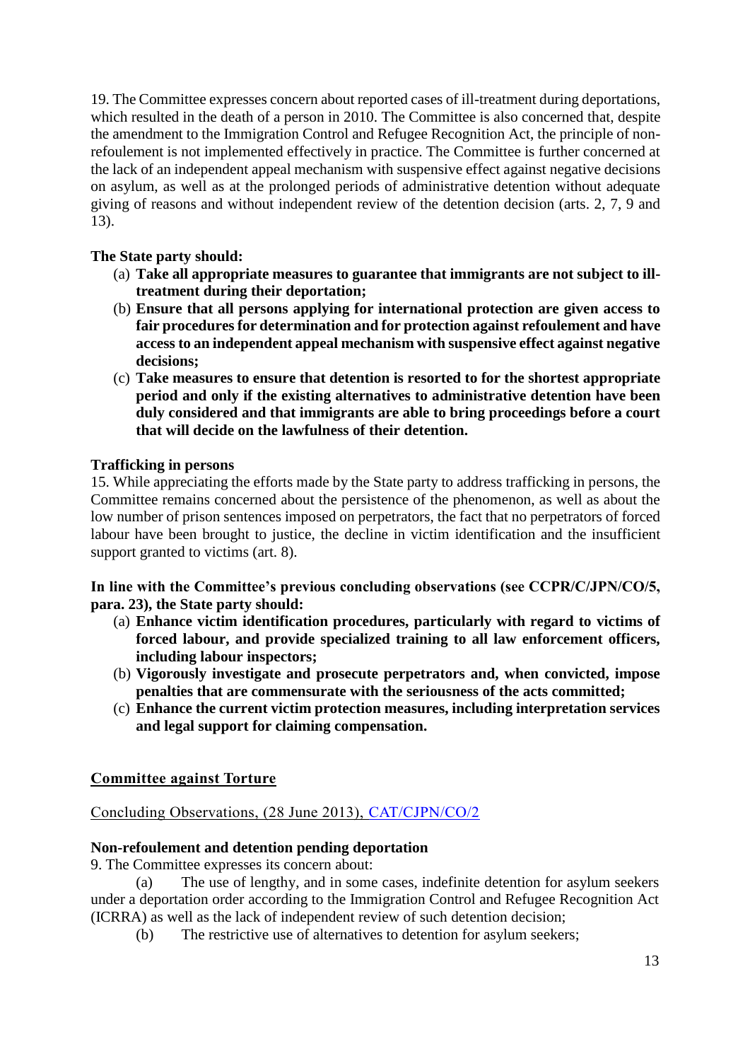19. The Committee expresses concern about reported cases of ill-treatment during deportations, which resulted in the death of a person in 2010. The Committee is also concerned that, despite the amendment to the Immigration Control and Refugee Recognition Act, the principle of non-refoulement is not implemented effectively in practice. The Committee is further concerned at the lack of an independent appeal mechanism with suspensive effect against negative decisions on asylum, as well as at the prolonged periods of administrative detention without adequate giving of reasons and without independent review of the detention decision (arts. 2, 7, 9 and 13).

**The State party should:**

- (a) **Take all appropriate measures to guarantee that immigrants are not subject to ill-treatment during their deportation;**
- (b) **Ensure that all persons applying for international protection are given access to fair procedures for determination and for protection against refoulement and have access to an independent appeal mechanism with suspensive effect against negative decisions;**
- (c) **Take measures to ensure that detention is resorted to for the shortest appropriate period and only if the existing alternatives to administrative detention have been duly considered and that immigrants are able to bring proceedings before a court that will decide on the lawfulness of their detention.**

**Trafficking in persons**

15. While appreciating the efforts made by the State party to address trafficking in persons, the Committee remains concerned about the persistence of the phenomenon, as well as about the low number of prison sentences imposed on perpetrators, the fact that no perpetrators of forced labour have been brought to justice, the decline in victim identification and the insufficient support granted to victims (art. 8).

**In line with the Committee's previous concluding observations (see CCPR/C/JPN/CO/5, para. 23), the State party should:**

- (a) **Enhance victim identification procedures, particularly with regard to victims of forced labour, and provide specialized training to all law enforcement officers, including labour inspectors;**
- (b) **Vigorously investigate and prosecute perpetrators and, when convicted, impose penalties that are commensurate with the seriousness of the acts committed;**
- (c) **Enhance the current victim protection measures, including interpretation services and legal support for claiming compensation.**

## Committee against Torture

Concluding Observations, (28 June 2013), CAT/CJPN/CO/2

**Non-refoulement and detention pending deportation**

9. The Committee expresses its concern about:

(a) The use of lengthy, and in some cases, indefinite detention for asylum seekers under a deportation order according to the Immigration Control and Refugee Recognition Act (ICRRA) as well as the lack of independent review of such detention decision;

(b) The restrictive use of alternatives to detention for asylum seekers;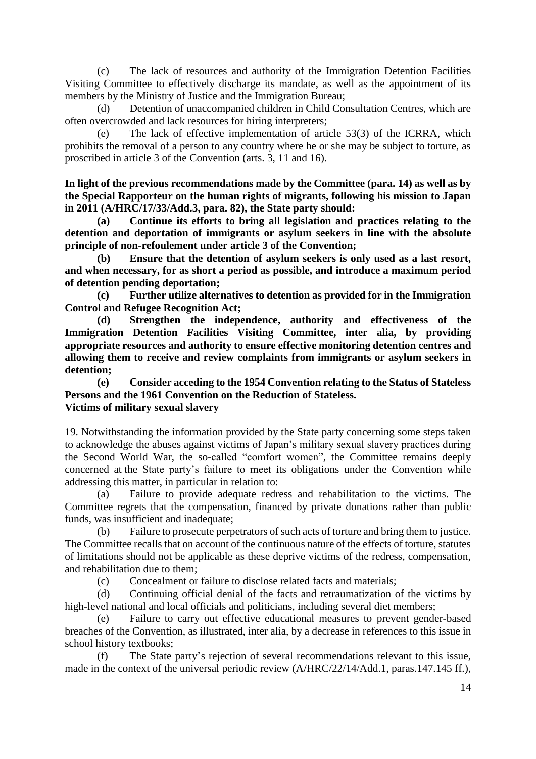(c) The lack of resources and authority of the Immigration Detention Facilities Visiting Committee to effectively discharge its mandate, as well as the appointment of its members by the Ministry of Justice and the Immigration Bureau;

(d) Detention of unaccompanied children in Child Consultation Centres, which are often overcrowded and lack resources for hiring interpreters;

(e) The lack of effective implementation of article 53(3) of the ICRRA, which prohibits the removal of a person to any country where he or she may be subject to torture, as proscribed in article 3 of the Convention (arts. 3, 11 and 16).

**In light of the previous recommendations made by the Committee (para. 14) as well as by the Special Rapporteur on the human rights of migrants, following his mission to Japan in 2011 (A/HRC/17/33/Add.3, para. 82), the State party should:**

**(a) Continue its efforts to bring all legislation and practices relating to the detention and deportation of immigrants or asylum seekers in line with the absolute principle of non-refoulement under article 3 of the Convention;**

**(b) Ensure that the detention of asylum seekers is only used as a last resort, and when necessary, for as short a period as possible, and introduce a maximum period of detention pending deportation;**

**(c) Further utilize alternatives to detention as provided for in the Immigration Control and Refugee Recognition Act;**

**(d) Strengthen the independence, authority and effectiveness of the Immigration Detention Facilities Visiting Committee, inter alia, by providing appropriate resources and authority to ensure effective monitoring detention centres and allowing them to receive and review complaints from immigrants or asylum seekers in detention;**

**(e) Consider acceding to the 1954 Convention relating to the Status of Stateless Persons and the 1961 Convention on the Reduction of Stateless.**

**Victims of military sexual slavery**

19. Notwithstanding the information provided by the State party concerning some steps taken to acknowledge the abuses against victims of Japan's military sexual slavery practices during the Second World War, the so-called "comfort women", the Committee remains deeply concerned at the State party's failure to meet its obligations under the Convention while addressing this matter, in particular in relation to:

(a) Failure to provide adequate redress and rehabilitation to the victims. The Committee regrets that the compensation, financed by private donations rather than public funds, was insufficient and inadequate;

(b) Failure to prosecute perpetrators of such acts of torture and bring them to justice. The Committee recalls that on account of the continuous nature of the effects of torture, statutes of limitations should not be applicable as these deprive victims of the redress, compensation, and rehabilitation due to them;

(c) Concealment or failure to disclose related facts and materials;

(d) Continuing official denial of the facts and retraumatization of the victims by high-level national and local officials and politicians, including several diet members;

(e) Failure to carry out effective educational measures to prevent gender-based breaches of the Convention, as illustrated, inter alia, by a decrease in references to this issue in school history textbooks;

(f) The State party's rejection of several recommendations relevant to this issue, made in the context of the universal periodic review (A/HRC/22/14/Add.1, paras.147.145 ff.),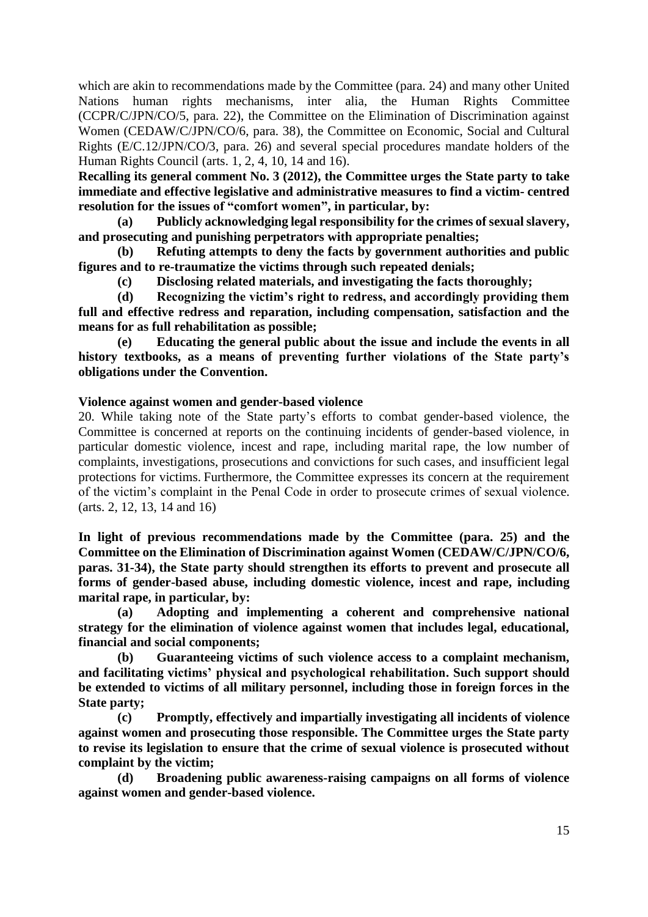which are akin to recommendations made by the Committee (para. 24) and many other United Nations human rights mechanisms, inter alia, the Human Rights Committee (CCPR/C/JPN/CO/5, para. 22), the Committee on the Elimination of Discrimination against Women (CEDAW/C/JPN/CO/6, para. 38), the Committee on Economic, Social and Cultural Rights (E/C.12/JPN/CO/3, para. 26) and several special procedures mandate holders of the Human Rights Council (arts. 1, 2, 4, 10, 14 and 16).

**Recalling its general comment No. 3 (2012), the Committee urges the State party to take immediate and effective legislative and administrative measures to find a victim- centred resolution for the issues of "comfort women", in particular, by:**

**(a) Publicly acknowledging legal responsibility for the crimes of sexual slavery, and prosecuting and punishing perpetrators with appropriate penalties;**

**(b) Refuting attempts to deny the facts by government authorities and public figures and to re-traumatize the victims through such repeated denials;**

**(c) Disclosing related materials, and investigating the facts thoroughly;**

**(d) Recognizing the victim's right to redress, and accordingly providing them full and effective redress and reparation, including compensation, satisfaction and the means for as full rehabilitation as possible;**

**(e) Educating the general public about the issue and include the events in all history textbooks, as a means of preventing further violations of the State party's obligations under the Convention.**

**Violence against women and gender-based violence**

20. While taking note of the State party's efforts to combat gender-based violence, the Committee is concerned at reports on the continuing incidents of gender-based violence, in particular domestic violence, incest and rape, including marital rape, the low number of complaints, investigations, prosecutions and convictions for such cases, and insufficient legal protections for victims. Furthermore, the Committee expresses its concern at the requirement of the victim's complaint in the Penal Code in order to prosecute crimes of sexual violence. (arts. 2, 12, 13, 14 and 16)

**In light of previous recommendations made by the Committee (para. 25) and the Committee on the Elimination of Discrimination against Women (CEDAW/C/JPN/CO/6, paras. 31-34), the State party should strengthen its efforts to prevent and prosecute all forms of gender-based abuse, including domestic violence, incest and rape, including marital rape, in particular, by:**

**(a) Adopting and implementing a coherent and comprehensive national strategy for the elimination of violence against women that includes legal, educational, financial and social components;**

**(b) Guaranteeing victims of such violence access to a complaint mechanism, and facilitating victims' physical and psychological rehabilitation. Such support should be extended to victims of all military personnel, including those in foreign forces in the State party;**

**(c) Promptly, effectively and impartially investigating all incidents of violence against women and prosecuting those responsible. The Committee urges the State party to revise its legislation to ensure that the crime of sexual violence is prosecuted without complaint by the victim;**

**(d) Broadening public awareness-raising campaigns on all forms of violence against women and gender-based violence.**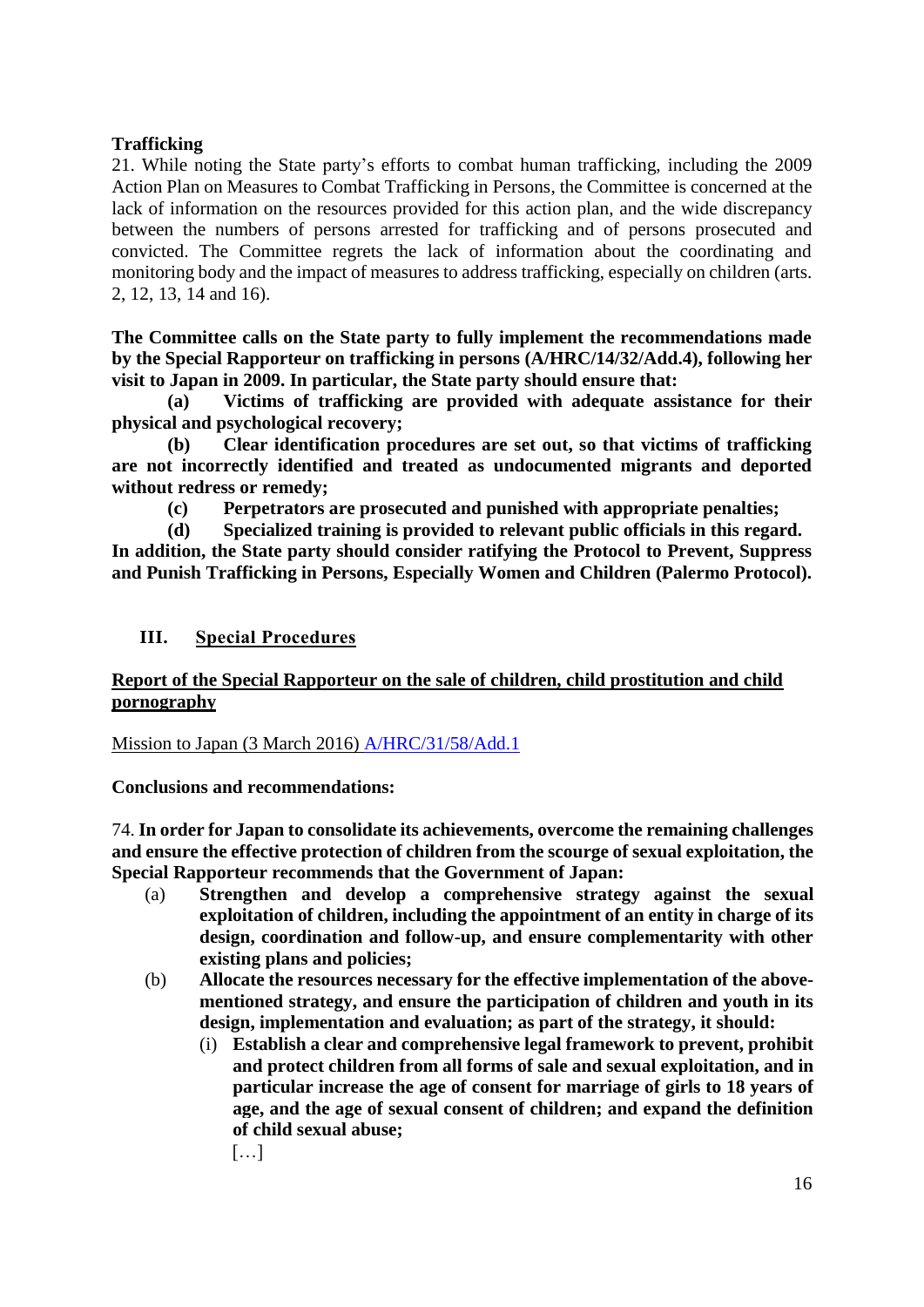**Trafficking**

21. While noting the State party's efforts to combat human trafficking, including the 2009 Action Plan on Measures to Combat Trafficking in Persons, the Committee is concerned at the lack of information on the resources provided for this action plan, and the wide discrepancy between the numbers of persons arrested for trafficking and of persons prosecuted and convicted. The Committee regrets the lack of information about the coordinating and monitoring body and the impact of measures to address trafficking, especially on children (arts. 2, 12, 13, 14 and 16).

**The Committee calls on the State party to fully implement the recommendations made by the Special Rapporteur on trafficking in persons (A/HRC/14/32/Add.4), following her visit to Japan in 2009. In particular, the State party should ensure that:**

**(a) Victims of trafficking are provided with adequate assistance for their physical and psychological recovery;**

**(b) Clear identification procedures are set out, so that victims of trafficking are not incorrectly identified and treated as undocumented migrants and deported without redress or remedy;**

**(c) Perpetrators are prosecuted and punished with appropriate penalties;**

**(d) Specialized training is provided to relevant public officials in this regard.**

**In addition, the State party should consider ratifying the Protocol to Prevent, Suppress and Punish Trafficking in Persons, Especially Women and Children (Palermo Protocol).**

## III. Special Procedures

### Report of the Special Rapporteur on the sale of children, child prostitution and child pornography

Mission to Japan (3 March 2016) A/HRC/31/58/Add.1

**Conclusions and recommendations:**

74. **In order for Japan to consolidate its achievements, overcome the remaining challenges and ensure the effective protection of children from the scourge of sexual exploitation, the Special Rapporteur recommends that the Government of Japan:**

(a) **Strengthen and develop a comprehensive strategy against the sexual exploitation of children, including the appointment of an entity in charge of its design, coordination and follow-up, and ensure complementarity with other existing plans and policies;**

(b) **Allocate the resources necessary for the effective implementation of the above-mentioned strategy, and ensure the participation of children and youth in its design, implementation and evaluation; as part of the strategy, it should:**

(i) **Establish a clear and comprehensive legal framework to prevent, prohibit and protect children from all forms of sale and sexual exploitation, and in particular increase the age of consent for marriage of girls to 18 years of age, and the age of sexual consent of children; and expand the definition of child sexual abuse;**

[…]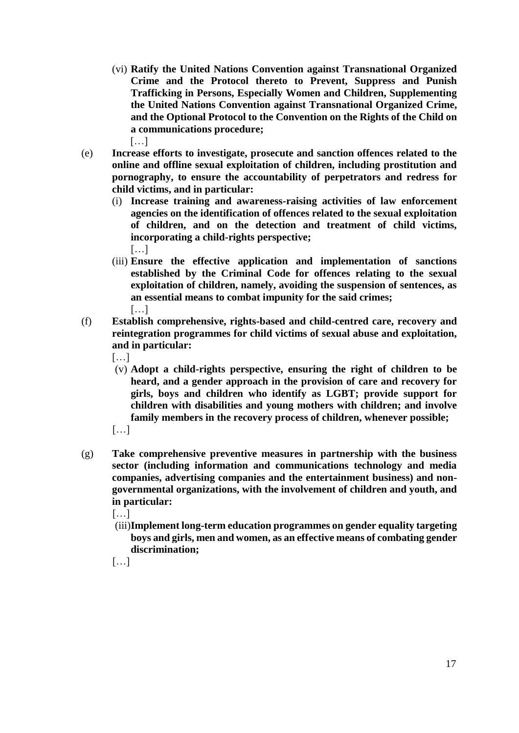(vi) **Ratify the United Nations Convention against Transnational Organized Crime and the Protocol thereto to Prevent, Suppress and Punish Trafficking in Persons, Especially Women and Children, Supplementing the United Nations Convention against Transnational Organized Crime, and the Optional Protocol to the Convention on the Rights of the Child on a communications procedure;**

[…]

(e) **Increase efforts to investigate, prosecute and sanction offences related to the online and offline sexual exploitation of children, including prostitution and pornography, to ensure the accountability of perpetrators and redress for child victims, and in particular:**

(i) **Increase training and awareness-raising activities of law enforcement agencies on the identification of offences related to the sexual exploitation of children, and on the detection and treatment of child victims, incorporating a child-rights perspective;**

[…]

(iii) **Ensure the effective application and implementation of sanctions established by the Criminal Code for offences relating to the sexual exploitation of children, namely, avoiding the suspension of sentences, as an essential means to combat impunity for the said crimes;**

[…]

(f) **Establish comprehensive, rights-based and child-centred care, recovery and reintegration programmes for child victims of sexual abuse and exploitation, and in particular:**

[…]

(v) **Adopt a child-rights perspective, ensuring the right of children to be heard, and a gender approach in the provision of care and recovery for girls, boys and children who identify as LGBT; provide support for children with disabilities and young mothers with children; and involve family members in the recovery process of children, whenever possible;**

[…]

(g) **Take comprehensive preventive measures in partnership with the business sector (including information and communications technology and media companies, advertising companies and the entertainment business) and non-governmental organizations, with the involvement of children and youth, and in particular:**

[…]

(iii) **Implement long-term education programmes on gender equality targeting boys and girls, men and women, as an effective means of combating gender discrimination;**

[…]